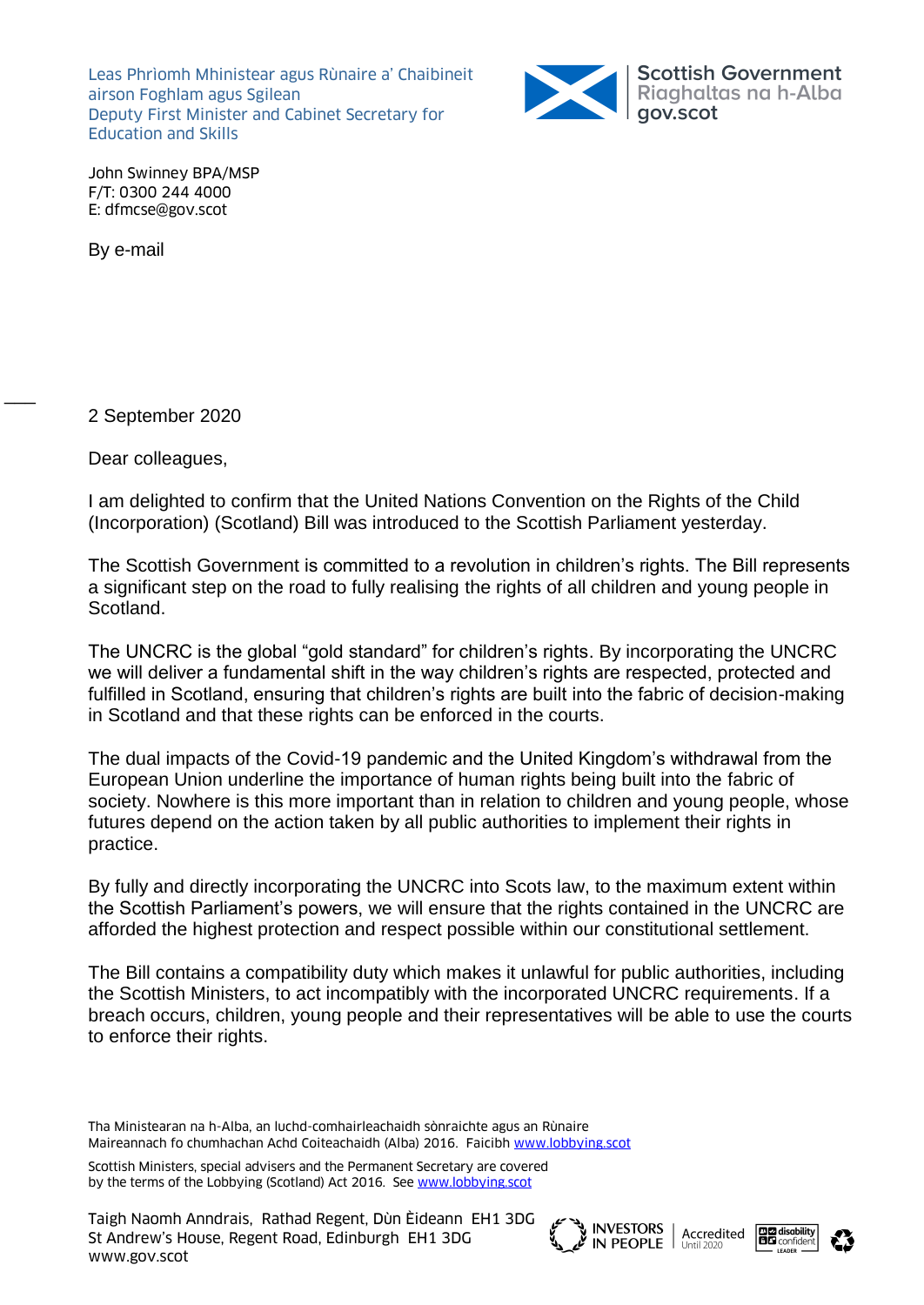Leas Phrìomh Mhinistear agus Rùnaire a' Chaibineit airson Foghlam agus Sgilean
Deputy First Minister and Cabinet Secretary for Education and Skills

Scottish Government
Riaghaltas na h-Alba
gov.scot

John Swinney BPA/MSP
F/T: 0300 244 4000
E: dfmcse@gov.scot

By e-mail

2 September 2020

Dear colleagues,

I am delighted to confirm that the United Nations Convention on the Rights of the Child (Incorporation) (Scotland) Bill was introduced to the Scottish Parliament yesterday.

The Scottish Government is committed to a revolution in children's rights. The Bill represents a significant step on the road to fully realising the rights of all children and young people in Scotland.

The UNCRC is the global "gold standard" for children's rights. By incorporating the UNCRC we will deliver a fundamental shift in the way children's rights are respected, protected and fulfilled in Scotland, ensuring that children's rights are built into the fabric of decision-making in Scotland and that these rights can be enforced in the courts.

The dual impacts of the Covid-19 pandemic and the United Kingdom's withdrawal from the European Union underline the importance of human rights being built into the fabric of society. Nowhere is this more important than in relation to children and young people, whose futures depend on the action taken by all public authorities to implement their rights in practice.

By fully and directly incorporating the UNCRC into Scots law, to the maximum extent within the Scottish Parliament's powers, we will ensure that the rights contained in the UNCRC are afforded the highest protection and respect possible within our constitutional settlement.

The Bill contains a compatibility duty which makes it unlawful for public authorities, including the Scottish Ministers, to act incompatibly with the incorporated UNCRC requirements. If a breach occurs, children, young people and their representatives will be able to use the courts to enforce their rights.

Tha Ministearan na h-Alba, an luchd-comhairleachaidh sònraichte agus an Rùnaire Maireannach fo chumhachan Achd Coiteachaidh (Alba) 2016. Faicibh www.lobbying.scot

Scottish Ministers, special advisers and the Permanent Secretary are covered by the terms of the Lobbying (Scotland) Act 2016. See www.lobbying.scot

Taigh Naomh Anndrais, Rathad Regent, Dùn Èideann EH1 3DG
St Andrew's House, Regent Road, Edinburgh EH1 3DG
www.gov.scot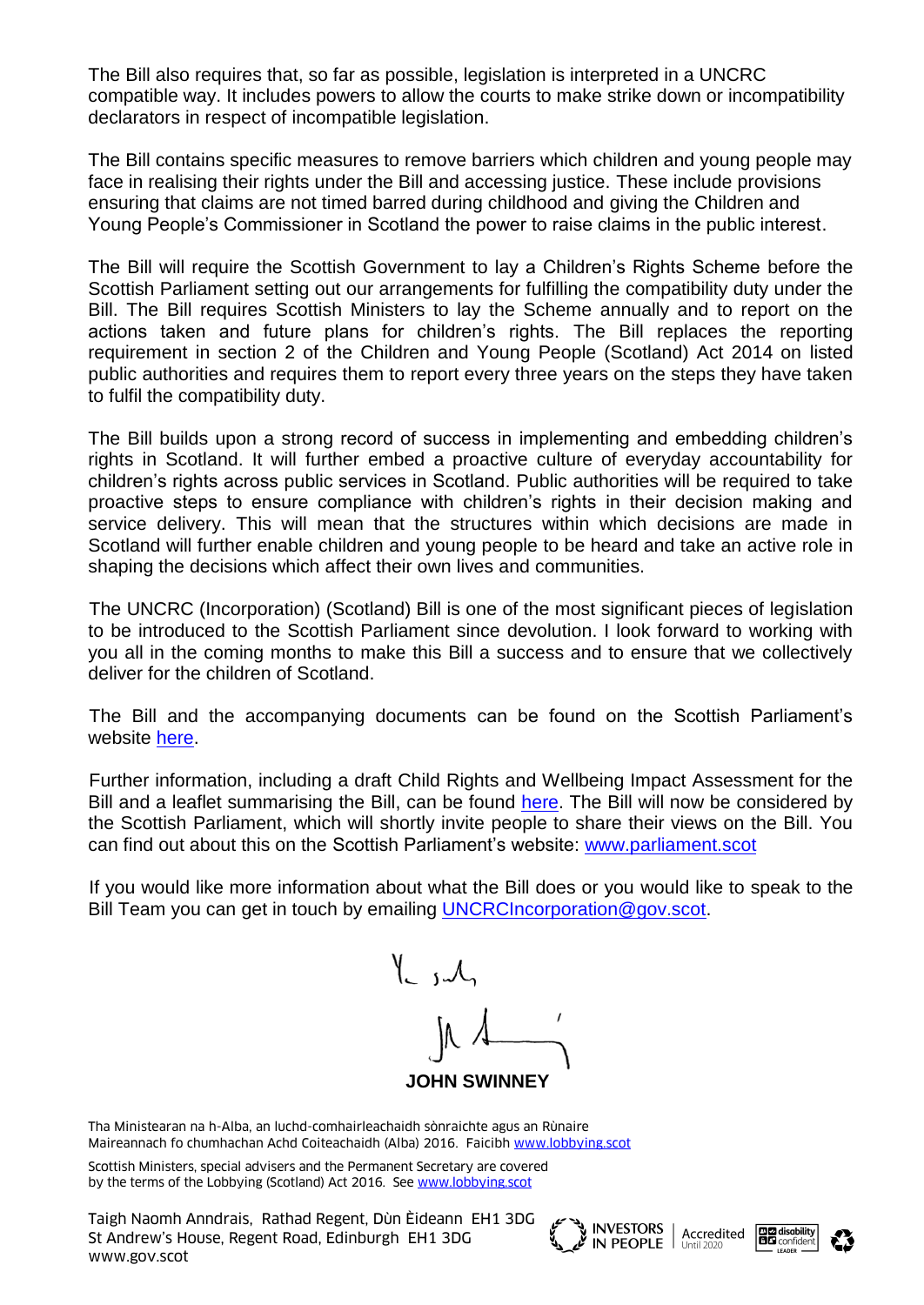The Bill also requires that, so far as possible, legislation is interpreted in a UNCRC compatible way. It includes powers to allow the courts to make strike down or incompatibility declarators in respect of incompatible legislation.

The Bill contains specific measures to remove barriers which children and young people may face in realising their rights under the Bill and accessing justice. These include provisions ensuring that claims are not timed barred during childhood and giving the Children and Young People's Commissioner in Scotland the power to raise claims in the public interest.

The Bill will require the Scottish Government to lay a Children's Rights Scheme before the Scottish Parliament setting out our arrangements for fulfilling the compatibility duty under the Bill. The Bill requires Scottish Ministers to lay the Scheme annually and to report on the actions taken and future plans for children's rights. The Bill replaces the reporting requirement in section 2 of the Children and Young People (Scotland) Act 2014 on listed public authorities and requires them to report every three years on the steps they have taken to fulfil the compatibility duty.

The Bill builds upon a strong record of success in implementing and embedding children's rights in Scotland. It will further embed a proactive culture of everyday accountability for children's rights across public services in Scotland. Public authorities will be required to take proactive steps to ensure compliance with children's rights in their decision making and service delivery. This will mean that the structures within which decisions are made in Scotland will further enable children and young people to be heard and take an active role in shaping the decisions which affect their own lives and communities.

The UNCRC (Incorporation) (Scotland) Bill is one of the most significant pieces of legislation to be introduced to the Scottish Parliament since devolution. I look forward to working with you all in the coming months to make this Bill a success and to ensure that we collectively deliver for the children of Scotland.

The Bill and the accompanying documents can be found on the Scottish Parliament's website here.

Further information, including a draft Child Rights and Wellbeing Impact Assessment for the Bill and a leaflet summarising the Bill, can be found here. The Bill will now be considered by the Scottish Parliament, which will shortly invite people to share their views on the Bill. You can find out about this on the Scottish Parliament's website: www.parliament.scot

If you would like more information about what the Bill does or you would like to speak to the Bill Team you can get in touch by emailing UNCRCIncorporation@gov.scot.

Yours sincerely,

**JOHN SWINNEY**

Tha Ministearan na h-Alba, an luchd-comhairleachaidh sònraichte agus an Rùnaire Maireannach fo chumhachan Achd Coiteachaidh (Alba) 2016. Faicibh www.lobbying.scot

Scottish Ministers, special advisers and the Permanent Secretary are covered by the terms of the Lobbying (Scotland) Act 2016. See www.lobbying.scot

Taigh Naomh Anndrais, Rathad Regent, Dùn Èideann EH1 3DG
St Andrew's House, Regent Road, Edinburgh EH1 3DG
www.gov.scot